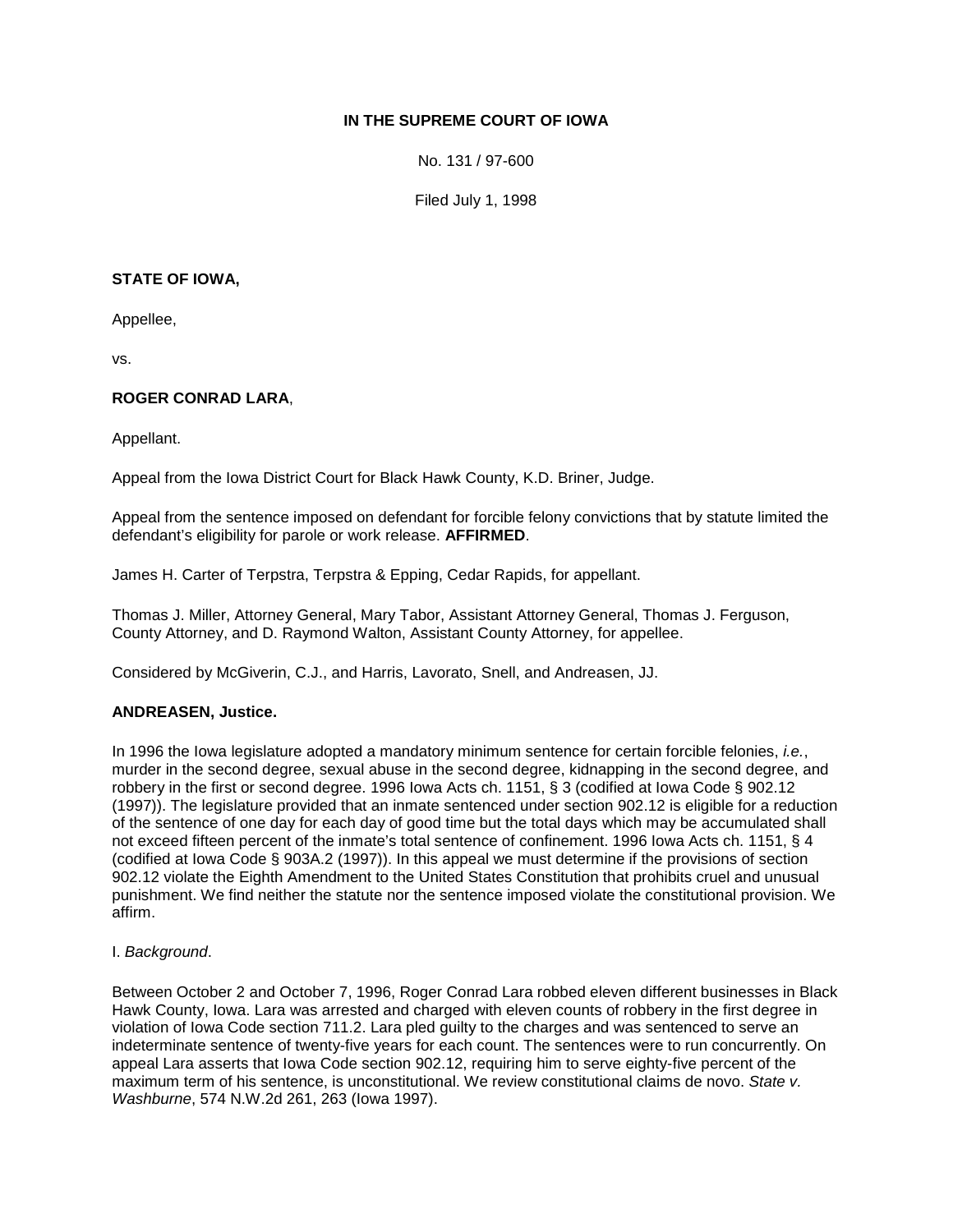**IN THE SUPREME COURT OF IOWA**

No. 131 / 97-600

Filed July 1, 1998

**STATE OF IOWA,**

Appellee,

vs.

**ROGER CONRAD LARA**,

Appellant.

Appeal from the Iowa District Court for Black Hawk County, K.D. Briner, Judge.

Appeal from the sentence imposed on defendant for forcible felony convictions that by statute limited the defendant's eligibility for parole or work release. **AFFIRMED**.

James H. Carter of Terpstra, Terpstra & Epping, Cedar Rapids, for appellant.

Thomas J. Miller, Attorney General, Mary Tabor, Assistant Attorney General, Thomas J. Ferguson, County Attorney, and D. Raymond Walton, Assistant County Attorney, for appellee.

Considered by McGiverin, C.J., and Harris, Lavorato, Snell, and Andreasen, JJ.

**ANDREASEN, Justice.**

In 1996 the Iowa legislature adopted a mandatory minimum sentence for certain forcible felonies, *i.e.*, murder in the second degree, sexual abuse in the second degree, kidnapping in the second degree, and robbery in the first or second degree. 1996 Iowa Acts ch. 1151, § 3 (codified at Iowa Code § 902.12 (1997)). The legislature provided that an inmate sentenced under section 902.12 is eligible for a reduction of the sentence of one day for each day of good time but the total days which may be accumulated shall not exceed fifteen percent of the inmate's total sentence of confinement. 1996 Iowa Acts ch. 1151, § 4 (codified at Iowa Code § 903A.2 (1997)). In this appeal we must determine if the provisions of section 902.12 violate the Eighth Amendment to the United States Constitution that prohibits cruel and unusual punishment. We find neither the statute nor the sentence imposed violate the constitutional provision. We affirm.

I. *Background*.

Between October 2 and October 7, 1996, Roger Conrad Lara robbed eleven different businesses in Black Hawk County, Iowa. Lara was arrested and charged with eleven counts of robbery in the first degree in violation of Iowa Code section 711.2. Lara pled guilty to the charges and was sentenced to serve an indeterminate sentence of twenty-five years for each count. The sentences were to run concurrently. On appeal Lara asserts that Iowa Code section 902.12, requiring him to serve eighty-five percent of the maximum term of his sentence, is unconstitutional. We review constitutional claims de novo. *State v. Washburne*, 574 N.W.2d 261, 263 (Iowa 1997).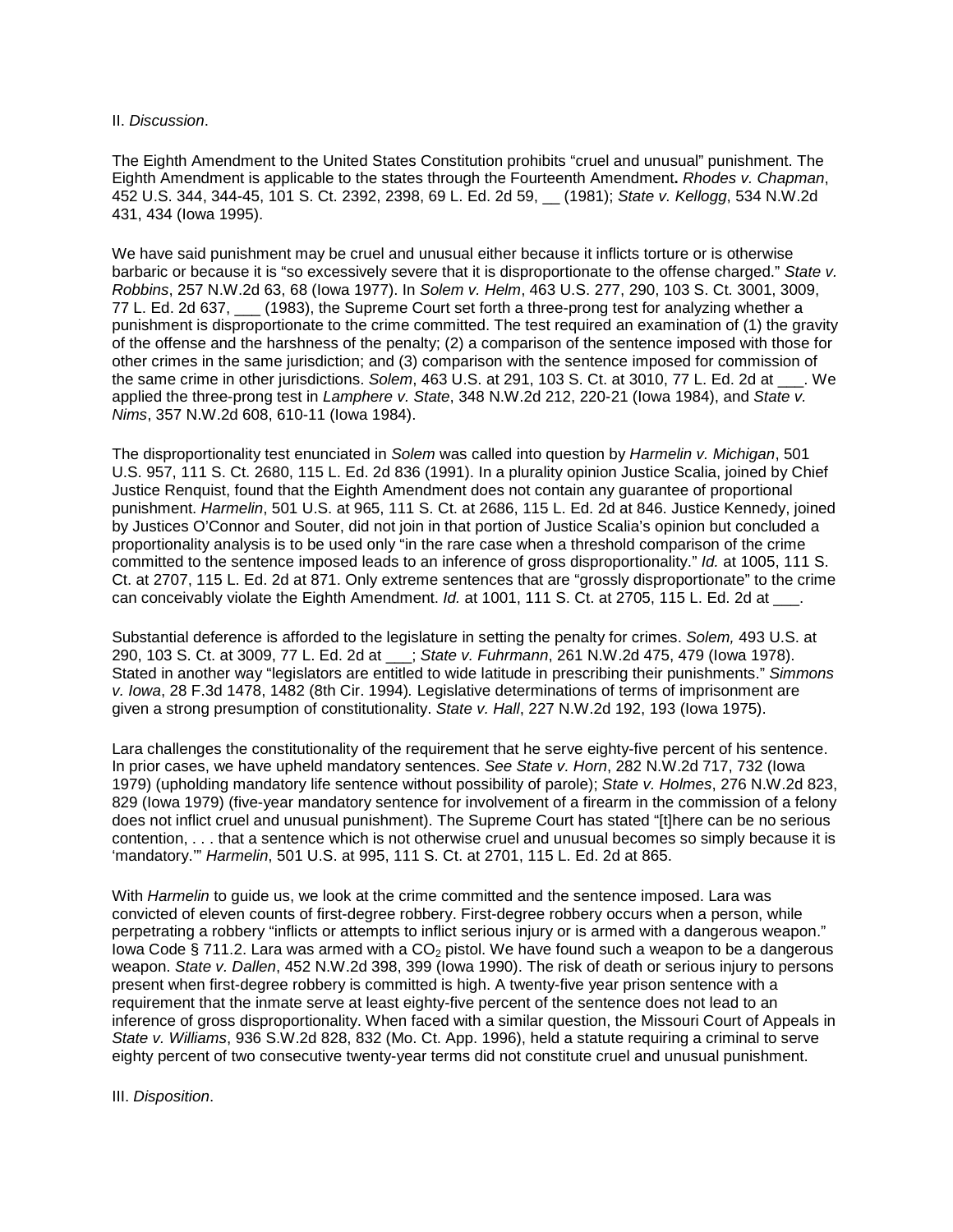II. *Discussion*.

The Eighth Amendment to the United States Constitution prohibits "cruel and unusual" punishment. The Eighth Amendment is applicable to the states through the Fourteenth Amendment**.** *Rhodes v. Chapman*, 452 U.S. 344, 344-45, 101 S. Ct. 2392, 2398, 69 L. Ed. 2d 59, __ (1981); *State v. Kellogg*, 534 N.W.2d 431, 434 (Iowa 1995).

We have said punishment may be cruel and unusual either because it inflicts torture or is otherwise barbaric or because it is "so excessively severe that it is disproportionate to the offense charged." *State v. Robbins*, 257 N.W.2d 63, 68 (Iowa 1977). In *Solem v. Helm*, 463 U.S. 277, 290, 103 S. Ct. 3001, 3009, 77 L. Ed. 2d 637, ___ (1983), the Supreme Court set forth a three-prong test for analyzing whether a punishment is disproportionate to the crime committed. The test required an examination of (1) the gravity of the offense and the harshness of the penalty; (2) a comparison of the sentence imposed with those for other crimes in the same jurisdiction; and (3) comparison with the sentence imposed for commission of the same crime in other jurisdictions. *Solem*, 463 U.S. at 291, 103 S. Ct. at 3010, 77 L. Ed. 2d at ___. We applied the three-prong test in *Lamphere v. State*, 348 N.W.2d 212, 220-21 (Iowa 1984), and *State v. Nims*, 357 N.W.2d 608, 610-11 (Iowa 1984).

The disproportionality test enunciated in *Solem* was called into question by *Harmelin v. Michigan*, 501 U.S. 957, 111 S. Ct. 2680, 115 L. Ed. 2d 836 (1991). In a plurality opinion Justice Scalia, joined by Chief Justice Renquist, found that the Eighth Amendment does not contain any guarantee of proportional punishment. *Harmelin*, 501 U.S. at 965, 111 S. Ct. at 2686, 115 L. Ed. 2d at 846. Justice Kennedy, joined by Justices O'Connor and Souter, did not join in that portion of Justice Scalia's opinion but concluded a proportionality analysis is to be used only "in the rare case when a threshold comparison of the crime committed to the sentence imposed leads to an inference of gross disproportionality." *Id.* at 1005, 111 S. Ct. at 2707, 115 L. Ed. 2d at 871. Only extreme sentences that are "grossly disproportionate" to the crime can conceivably violate the Eighth Amendment. *Id.* at 1001, 111 S. Ct. at 2705, 115 L. Ed. 2d at ___.

Substantial deference is afforded to the legislature in setting the penalty for crimes. *Solem,* 493 U.S. at 290, 103 S. Ct. at 3009, 77 L. Ed. 2d at ___; *State v. Fuhrmann*, 261 N.W.2d 475, 479 (Iowa 1978). Stated in another way "legislators are entitled to wide latitude in prescribing their punishments." *Simmons v. Iowa*, 28 F.3d 1478, 1482 (8th Cir. 1994)*.* Legislative determinations of terms of imprisonment are given a strong presumption of constitutionality. *State v. Hall*, 227 N.W.2d 192, 193 (Iowa 1975).

Lara challenges the constitutionality of the requirement that he serve eighty-five percent of his sentence. In prior cases, we have upheld mandatory sentences. *See State v. Horn*, 282 N.W.2d 717, 732 (Iowa 1979) (upholding mandatory life sentence without possibility of parole); *State v. Holmes*, 276 N.W.2d 823, 829 (Iowa 1979) (five-year mandatory sentence for involvement of a firearm in the commission of a felony does not inflict cruel and unusual punishment). The Supreme Court has stated "[t]here can be no serious contention, . . . that a sentence which is not otherwise cruel and unusual becomes so simply because it is 'mandatory.'" *Harmelin*, 501 U.S. at 995, 111 S. Ct. at 2701, 115 L. Ed. 2d at 865.

With *Harmelin* to guide us, we look at the crime committed and the sentence imposed. Lara was convicted of eleven counts of first-degree robbery. First-degree robbery occurs when a person, while perpetrating a robbery "inflicts or attempts to inflict serious injury or is armed with a dangerous weapon." Iowa Code § 711.2. Lara was armed with a $CO_2$ pistol. We have found such a weapon to be a dangerous weapon. *State v. Dallen*, 452 N.W.2d 398, 399 (Iowa 1990). The risk of death or serious injury to persons present when first-degree robbery is committed is high. A twenty-five year prison sentence with a requirement that the inmate serve at least eighty-five percent of the sentence does not lead to an inference of gross disproportionality. When faced with a similar question, the Missouri Court of Appeals in *State v. Williams*, 936 S.W.2d 828, 832 (Mo. Ct. App. 1996), held a statute requiring a criminal to serve eighty percent of two consecutive twenty-year terms did not constitute cruel and unusual punishment.

III. *Disposition*.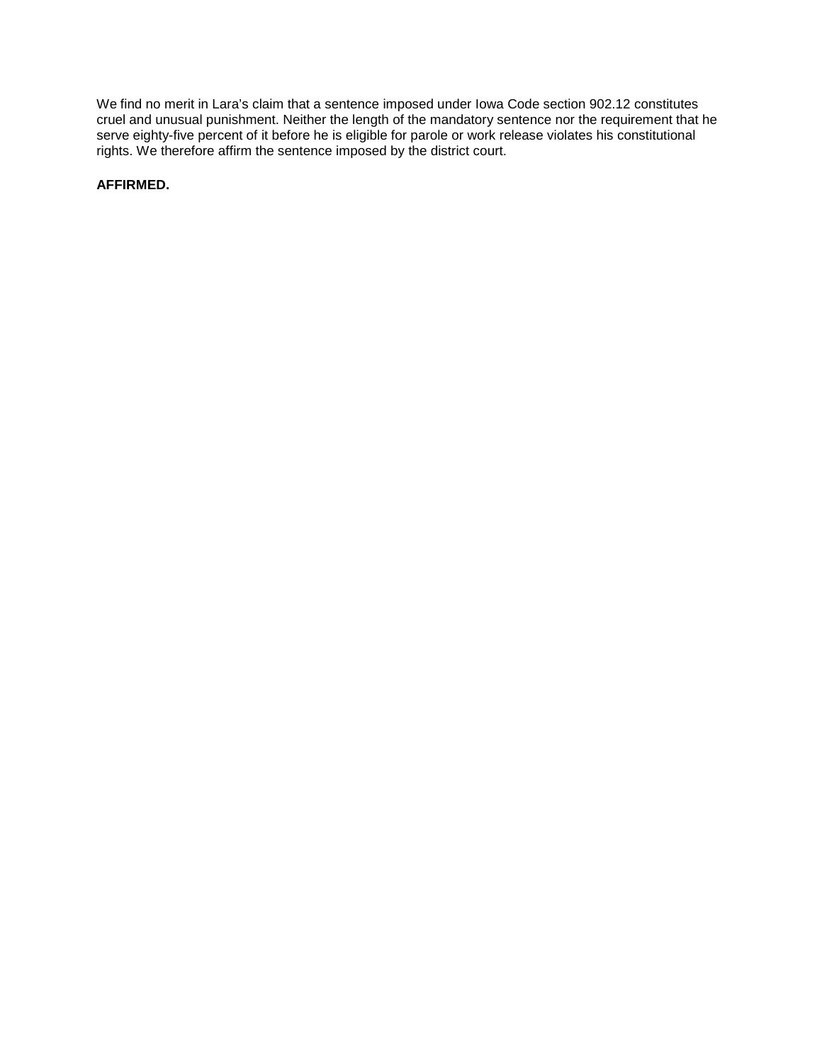We find no merit in Lara's claim that a sentence imposed under Iowa Code section 902.12 constitutes cruel and unusual punishment. Neither the length of the mandatory sentence nor the requirement that he serve eighty-five percent of it before he is eligible for parole or work release violates his constitutional rights. We therefore affirm the sentence imposed by the district court.

**AFFIRMED.**